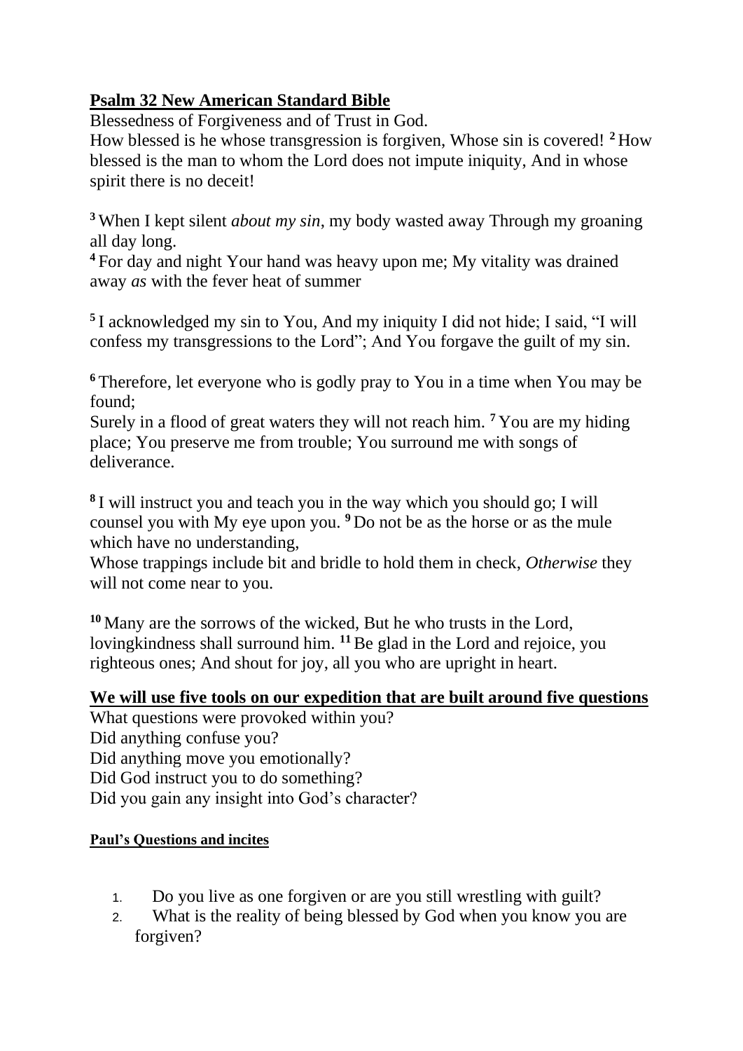## Psalm 32 New American Standard Bible

Blessedness of Forgiveness and of Trust in God.
How blessed is he whose transgression is forgiven, Whose sin is covered! [2] How blessed is the man to whom the Lord does not impute iniquity, And in whose spirit there is no deceit!

[3] When I kept silent *about my sin*, my body wasted away Through my groaning all day long.
[4] For day and night Your hand was heavy upon me; My vitality was drained away *as* with the fever heat of summer

[5] I acknowledged my sin to You, And my iniquity I did not hide; I said, "I will confess my transgressions to the Lord"; And You forgave the guilt of my sin.

[6] Therefore, let everyone who is godly pray to You in a time when You may be found;
Surely in a flood of great waters they will not reach him. [7] You are my hiding place; You preserve me from trouble; You surround me with songs of deliverance.

[8] I will instruct you and teach you in the way which you should go; I will counsel you with My eye upon you. [9] Do not be as the horse or as the mule which have no understanding,
Whose trappings include bit and bridle to hold them in check, *Otherwise* they will not come near to you.

[10] Many are the sorrows of the wicked, But he who trusts in the Lord, lovingkindness shall surround him. [11] Be glad in the Lord and rejoice, you righteous ones; And shout for joy, all you who are upright in heart.

## We will use five tools on our expedition that are built around five questions

What questions were provoked within you?
Did anything confuse you?
Did anything move you emotionally?
Did God instruct you to do something?
Did you gain any insight into God's character?

#### Paul's Questions and incites

1. Do you live as one forgiven or are you still wrestling with guilt?
2. What is the reality of being blessed by God when you know you are forgiven?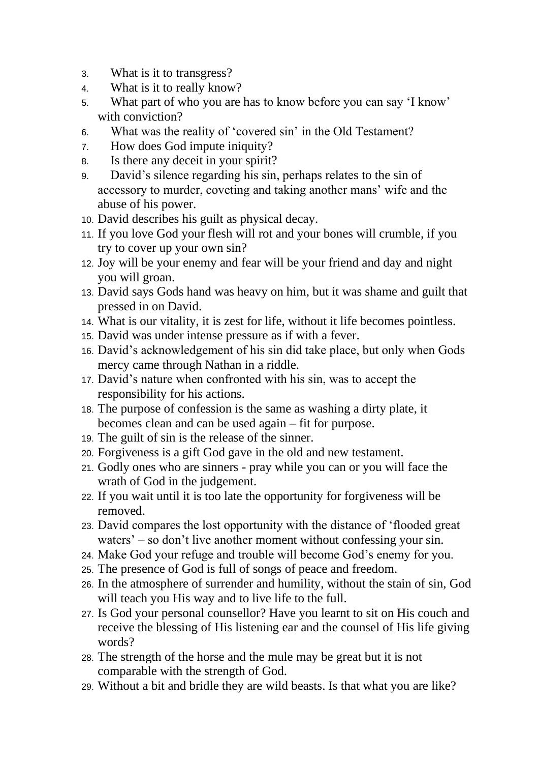3. What is it to transgress?
4. What is it to really know?
5. What part of who you are has to know before you can say 'I know' with conviction?
6. What was the reality of 'covered sin' in the Old Testament?
7. How does God impute iniquity?
8. Is there any deceit in your spirit?
9. David's silence regarding his sin, perhaps relates to the sin of accessory to murder, coveting and taking another mans' wife and the abuse of his power.
10. David describes his guilt as physical decay.
11. If you love God your flesh will rot and your bones will crumble, if you try to cover up your own sin?
12. Joy will be your enemy and fear will be your friend and day and night you will groan.
13. David says Gods hand was heavy on him, but it was shame and guilt that pressed in on David.
14. What is our vitality, it is zest for life, without it life becomes pointless.
15. David was under intense pressure as if with a fever.
16. David's acknowledgement of his sin did take place, but only when Gods mercy came through Nathan in a riddle.
17. David's nature when confronted with his sin, was to accept the responsibility for his actions.
18. The purpose of confession is the same as washing a dirty plate, it becomes clean and can be used again – fit for purpose.
19. The guilt of sin is the release of the sinner.
20. Forgiveness is a gift God gave in the old and new testament.
21. Godly ones who are sinners - pray while you can or you will face the wrath of God in the judgement.
22. If you wait until it is too late the opportunity for forgiveness will be removed.
23. David compares the lost opportunity with the distance of 'flooded great waters' – so don't live another moment without confessing your sin.
24. Make God your refuge and trouble will become God's enemy for you.
25. The presence of God is full of songs of peace and freedom.
26. In the atmosphere of surrender and humility, without the stain of sin, God will teach you His way and to live life to the full.
27. Is God your personal counsellor? Have you learnt to sit on His couch and receive the blessing of His listening ear and the counsel of His life giving words?
28. The strength of the horse and the mule may be great but it is not comparable with the strength of God.
29. Without a bit and bridle they are wild beasts. Is that what you are like?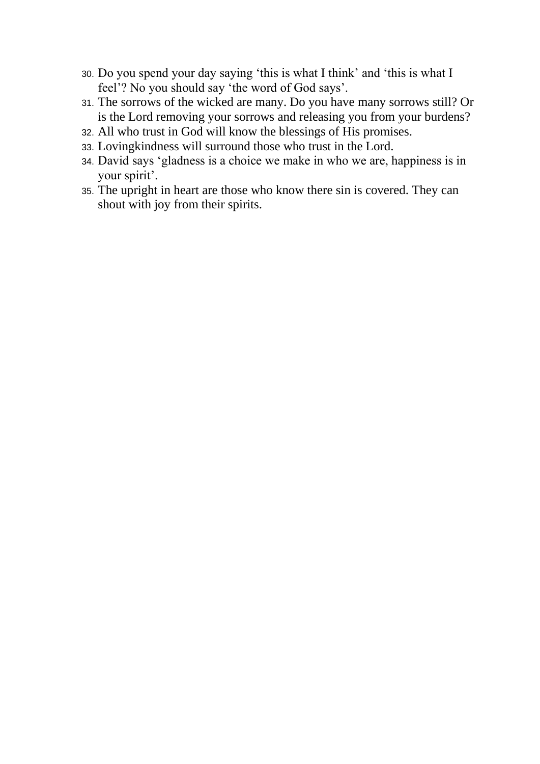30. Do you spend your day saying 'this is what I think' and 'this is what I feel'? No you should say 'the word of God says'.
31. The sorrows of the wicked are many. Do you have many sorrows still? Or is the Lord removing your sorrows and releasing you from your burdens?
32. All who trust in God will know the blessings of His promises.
33. Lovingkindness will surround those who trust in the Lord.
34. David says 'gladness is a choice we make in who we are, happiness is in your spirit'.
35. The upright in heart are those who know there sin is covered. They can shout with joy from their spirits.